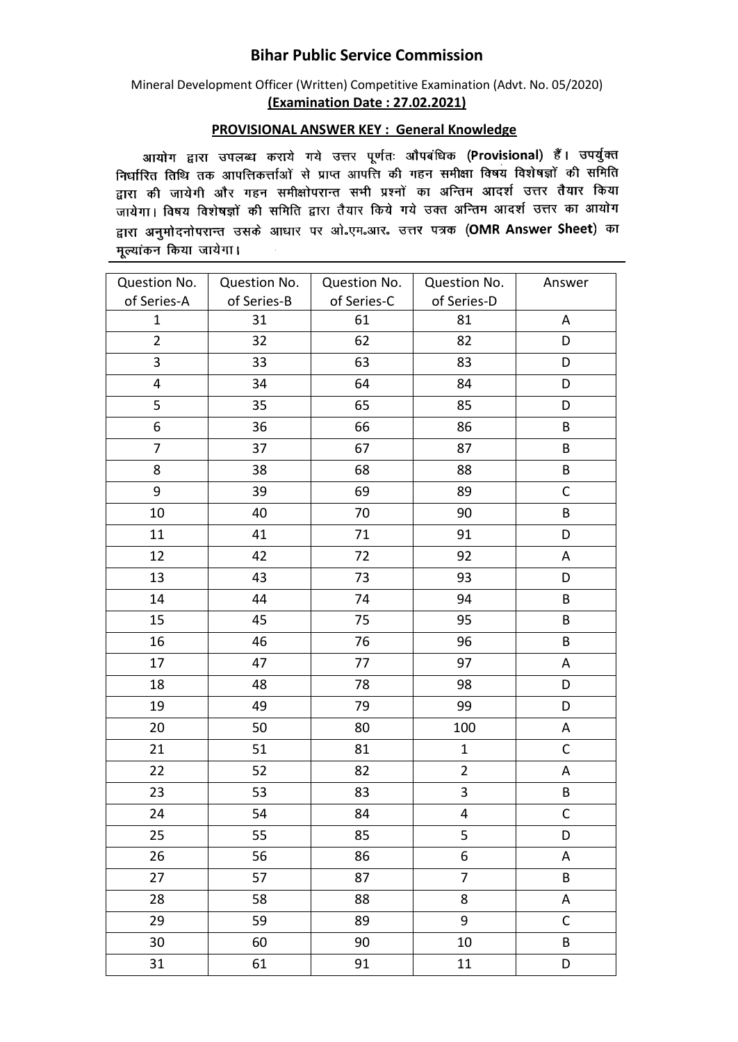# Bihar Public Service Commission

Mineral Development Officer (Written) Competitive Examination (Advt. No. 05/2020)

**(Examination Date : 27.02.2021)**

**PROVISIONAL ANSWER KEY : General Knowledge**

आयोग द्वारा उपलब्ध कराये गये उत्तर पूर्णतः औपबंधिक (**Provisional**) हैं। उपर्युक्त निर्धारित तिथि तक आपत्तिकर्त्ताओं से प्राप्त आपत्ति की गहन समीक्षा विषय विशेषज्ञों की समिति द्वारा की जायेगी और गहन समीक्षोपरान्त सभी प्रश्नों का अन्तिम आदर्श उत्तर तैयार किया जायेगा। विषय विशेषज्ञों की समिति द्वारा तैयार किये गये उक्त अन्तिम आदर्श उत्तर का आयोग द्वारा अनुमोदनोपरान्त उसके आधार पर ओ.एम.आर. उत्तर पत्रक (**OMR Answer Sheet**) का मूल्यांकन किया जायेगा।

| Question No. of Series-A | Question No. of Series-B | Question No. of Series-C | Question No. of Series-D | Answer |
|---|---|---|---|---|
| 1 | 31 | 61 | 81 | A |
| 2 | 32 | 62 | 82 | D |
| 3 | 33 | 63 | 83 | D |
| 4 | 34 | 64 | 84 | D |
| 5 | 35 | 65 | 85 | D |
| 6 | 36 | 66 | 86 | B |
| 7 | 37 | 67 | 87 | B |
| 8 | 38 | 68 | 88 | B |
| 9 | 39 | 69 | 89 | C |
| 10 | 40 | 70 | 90 | B |
| 11 | 41 | 71 | 91 | D |
| 12 | 42 | 72 | 92 | A |
| 13 | 43 | 73 | 93 | D |
| 14 | 44 | 74 | 94 | B |
| 15 | 45 | 75 | 95 | B |
| 16 | 46 | 76 | 96 | B |
| 17 | 47 | 77 | 97 | A |
| 18 | 48 | 78 | 98 | D |
| 19 | 49 | 79 | 99 | D |
| 20 | 50 | 80 | 100 | A |
| 21 | 51 | 81 | 1 | C |
| 22 | 52 | 82 | 2 | A |
| 23 | 53 | 83 | 3 | B |
| 24 | 54 | 84 | 4 | C |
| 25 | 55 | 85 | 5 | D |
| 26 | 56 | 86 | 6 | A |
| 27 | 57 | 87 | 7 | B |
| 28 | 58 | 88 | 8 | A |
| 29 | 59 | 89 | 9 | C |
| 30 | 60 | 90 | 10 | B |
| 31 | 61 | 91 | 11 | D |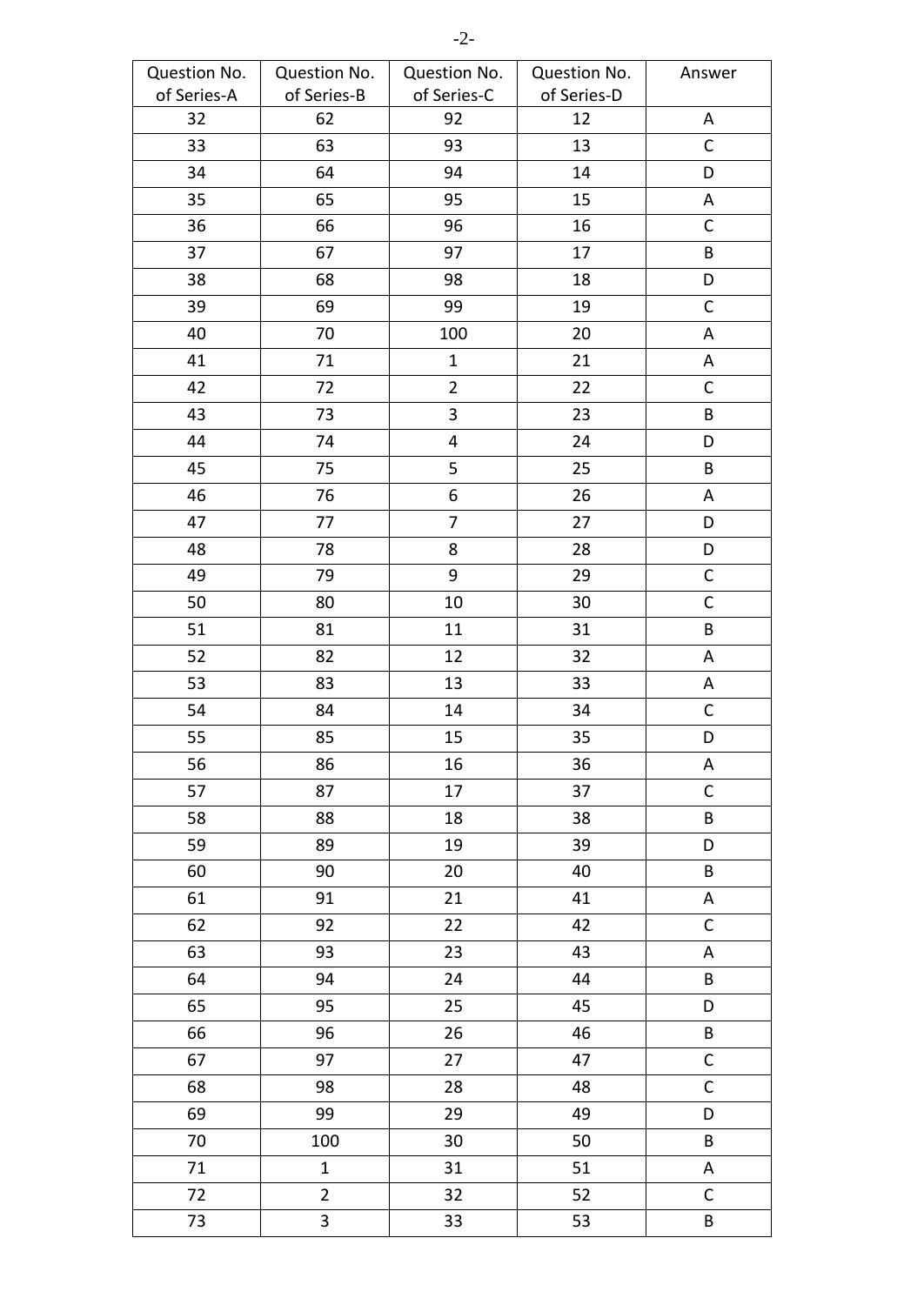| Question No. of Series-A | Question No. of Series-B | Question No. of Series-C | Question No. of Series-D | Answer |
|---|---|---|---|---|
| 32 | 62 | 92 | 12 | A |
| 33 | 63 | 93 | 13 | C |
| 34 | 64 | 94 | 14 | D |
| 35 | 65 | 95 | 15 | A |
| 36 | 66 | 96 | 16 | C |
| 37 | 67 | 97 | 17 | B |
| 38 | 68 | 98 | 18 | D |
| 39 | 69 | 99 | 19 | C |
| 40 | 70 | 100 | 20 | A |
| 41 | 71 | 1 | 21 | A |
| 42 | 72 | 2 | 22 | C |
| 43 | 73 | 3 | 23 | B |
| 44 | 74 | 4 | 24 | D |
| 45 | 75 | 5 | 25 | B |
| 46 | 76 | 6 | 26 | A |
| 47 | 77 | 7 | 27 | D |
| 48 | 78 | 8 | 28 | D |
| 49 | 79 | 9 | 29 | C |
| 50 | 80 | 10 | 30 | C |
| 51 | 81 | 11 | 31 | B |
| 52 | 82 | 12 | 32 | A |
| 53 | 83 | 13 | 33 | A |
| 54 | 84 | 14 | 34 | C |
| 55 | 85 | 15 | 35 | D |
| 56 | 86 | 16 | 36 | A |
| 57 | 87 | 17 | 37 | C |
| 58 | 88 | 18 | 38 | B |
| 59 | 89 | 19 | 39 | D |
| 60 | 90 | 20 | 40 | B |
| 61 | 91 | 21 | 41 | A |
| 62 | 92 | 22 | 42 | C |
| 63 | 93 | 23 | 43 | A |
| 64 | 94 | 24 | 44 | B |
| 65 | 95 | 25 | 45 | D |
| 66 | 96 | 26 | 46 | B |
| 67 | 97 | 27 | 47 | C |
| 68 | 98 | 28 | 48 | C |
| 69 | 99 | 29 | 49 | D |
| 70 | 100 | 30 | 50 | B |
| 71 | 1 | 31 | 51 | A |
| 72 | 2 | 32 | 52 | C |
| 73 | 3 | 33 | 53 | B |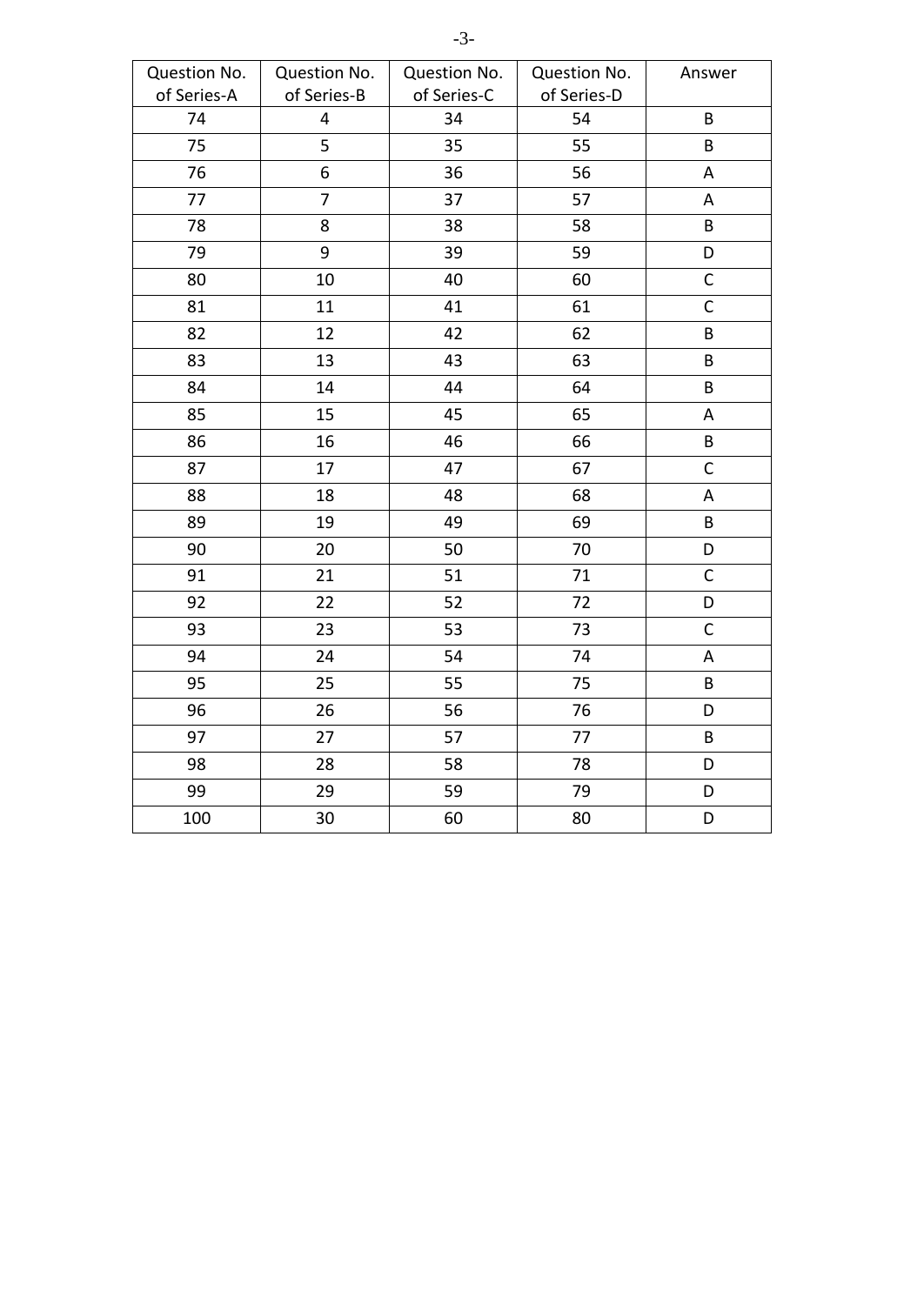| Question No. of Series-A | Question No. of Series-B | Question No. of Series-C | Question No. of Series-D | Answer |
|---|---|---|---|---|
| 74 | 4 | 34 | 54 | B |
| 75 | 5 | 35 | 55 | B |
| 76 | 6 | 36 | 56 | A |
| 77 | 7 | 37 | 57 | A |
| 78 | 8 | 38 | 58 | B |
| 79 | 9 | 39 | 59 | D |
| 80 | 10 | 40 | 60 | C |
| 81 | 11 | 41 | 61 | C |
| 82 | 12 | 42 | 62 | B |
| 83 | 13 | 43 | 63 | B |
| 84 | 14 | 44 | 64 | B |
| 85 | 15 | 45 | 65 | A |
| 86 | 16 | 46 | 66 | B |
| 87 | 17 | 47 | 67 | C |
| 88 | 18 | 48 | 68 | A |
| 89 | 19 | 49 | 69 | B |
| 90 | 20 | 50 | 70 | D |
| 91 | 21 | 51 | 71 | C |
| 92 | 22 | 52 | 72 | D |
| 93 | 23 | 53 | 73 | C |
| 94 | 24 | 54 | 74 | A |
| 95 | 25 | 55 | 75 | B |
| 96 | 26 | 56 | 76 | D |
| 97 | 27 | 57 | 77 | B |
| 98 | 28 | 58 | 78 | D |
| 99 | 29 | 59 | 79 | D |
| 100 | 30 | 60 | 80 | D |